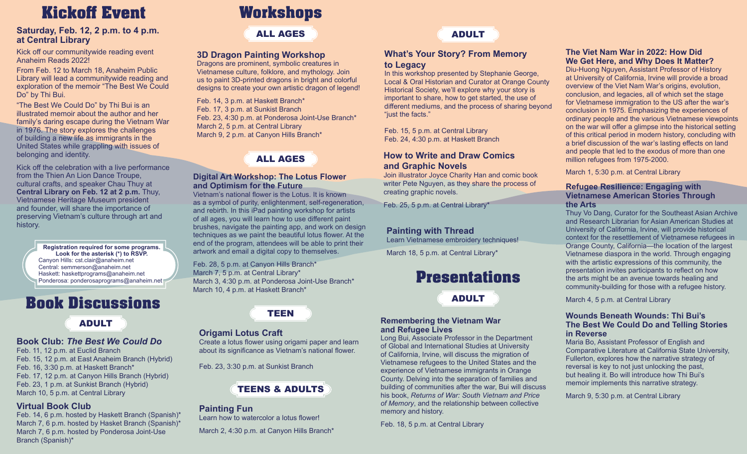# Kickoff Event

### Saturday, Feb. 12, 2 p.m. to 4 p.m. at Central Library

Kick off our communitywide reading event Anaheim Reads 2022!

From Feb. 12 to March 18, Anaheim Public Library will lead a communitywide reading and exploration of the memoir "The Best We Could Do" by Thi Bui.

"The Best We Could Do" by Thi Bui is an illustrated memoir about the author and her family's daring escape during the Vietnam War in 1976. The story explores the challenges of building a new life as immigrants in the United States while grappling with issues of belonging and identity.

Kick off the celebration with a live performance from the Thien An Lion Dance Troupe, cultural crafts, and speaker Chau Thuy at **Central Library on Feb. 12 at 2 p.m.** Thuy, Vietnamese Heritage Museum president and founder, will share the importance of preserving Vietnam's culture through art and history.

**Registration required for some programs. Look for the asterisk (*) to RSVP.**
Canyon Hills: cst.clair@anaheim.net
Central: semmerson@anaheim.net
Haskett: haskettprograms@anaheim.net
Ponderosa: ponderosaprograms@anaheim.net

# Book Discussions

**ADULT**

### Book Club: *The Best We Could Do*

Feb. 11, 12 p.m. at Euclid Branch
Feb. 15, 12 p.m. at East Anaheim Branch (Hybrid)
Feb. 16, 3:30 p.m. at Haskett Branch*
Feb. 17, 12 p.m. at Canyon Hills Branch (Hybrid)
Feb. 23, 1 p.m. at Sunkist Branch (Hybrid)
March 10, 5 p.m. at Central Library

### Virtual Book Club

Feb. 14, 6 p.m. hosted by Haskett Branch (Spanish)*
March 7, 6 p.m. hosted by Hasket Branch (Spanish)*
March 7, 6 p.m. hosted by Ponderosa Joint-Use Branch (Spanish)*

# Workshops

**ALL AGES**

### 3D Dragon Painting Workshop

Dragons are prominent, symbolic creatures in Vietnamese culture, folklore, and mythology. Join us to paint 3D-printed dragons in bright and colorful designs to create your own artistic dragon of legend!

Feb. 14, 3 p.m. at Haskett Branch*
Feb. 17, 3 p.m. at Sunkist Branch
Feb. 23, 4:30 p.m. at Ponderosa Joint-Use Branch*
March 2, 5 p.m. at Central Library
March 9, 2 p.m. at Canyon Hills Branch*

**ALL AGES**

### Digital Art Workshop: The Lotus Flower and Optimism for the Future

Vietnam's national flower is the Lotus. It is known as a symbol of purity, enlightenment, self-regeneration, and rebirth. In this iPad painting workshop for artists of all ages, you will learn how to use different paint brushes, navigate the painting app, and work on design techniques as we paint the beautiful lotus flower. At the end of the program, attendees will be able to print their artwork and email a digital copy to themselves.

Feb. 28, 5 p.m. at Canyon Hills Branch*
March 7, 5 p.m. at Central Library*
March 3, 4:30 p.m. at Ponderosa Joint-Use Branch*
March 10, 4 p.m. at Haskett Branch*

**TEEN**

### Origami Lotus Craft

Create a lotus flower using origami paper and learn about its significance as Vietnam's national flower.

Feb. 23, 3:30 p.m. at Sunkist Branch

**TEENS & ADULTS**

### Painting Fun

Learn how to watercolor a lotus flower!

March 2, 4:30 p.m. at Canyon Hills Branch*

**ADULT**

### What's Your Story? From Memory to Legacy

In this workshop presented by Stephanie George, Local & Oral Historian and Curator at Orange County Historical Society, we'll explore why your story is important to share, how to get started, the use of different mediums, and the process of sharing beyond "just the facts."

Feb. 15, 5 p.m. at Central Library
Feb. 24, 4:30 p.m. at Haskett Branch

### How to Write and Draw Comics and Graphic Novels

Join illustrator Joyce Charity Han and comic book writer Pete Nguyen, as they share the process of creating graphic novels.

Feb. 25, 5 p.m. at Central Library*

### Painting with Thread

Learn Vietnamese embroidery techniques!

March 18, 5 p.m. at Central Library*

# Presentations

**ADULT**

### Remembering the Vietnam War and Refugee Lives

Long Bui, Associate Professor in the Department of Global and International Studies at University of California, Irvine, will discuss the migration of Vietnamese refugees to the United States and the experience of Vietnamese immigrants in Orange County. Delving into the separation of families and building of communities after the war, Bui will discuss his book, *Returns of War: South Vietnam and Price of Memory*, and the relationship between collective memory and history.

Feb. 18, 5 p.m. at Central Library

### The Viet Nam War in 2022: How Did We Get Here, and Why Does It Matter?

Diu-Huong Nguyen, Assistant Professor of History at University of California, Irvine will provide a broad overview of the Viet Nam War's origins, evolution, conclusion, and legacies, all of which set the stage for Vietnamese immigration to the US after the war's conclusion in 1975. Emphasizing the experiences of ordinary people and the various Vietnamese viewpoints on the war will offer a glimpse into the historical setting of this critical period in modern history, concluding with a brief discussion of the war's lasting effects on land and people that led to the exodus of more than one million refugees from 1975-2000.

March 1, 5:30 p.m. at Central Library

### Refugee Resilience: Engaging with Vietnamese American Stories Through the Arts

Thuy Vo Dang, Curator for the Southeast Asian Archive and Research Librarian for Asian American Studies at University of California, Irvine, will provide historical context for the resettlement of Vietnamese refugees in Orange County, California—the location of the largest Vietnamese diaspora in the world. Through engaging with the artistic expressions of this community, the presentation invites participants to reflect on how the arts might be an avenue towards healing and community-building for those with a refugee history.

March 4, 5 p.m. at Central Library

### Wounds Beneath Wounds: Thi Bui's The Best We Could Do and Telling Stories in Reverse

Maria Bo, Assistant Professor of English and Comparative Literature at California State University, Fullerton, explores how the narrative strategy of reversal is key to not just unlocking the past, but healing it. Bo will introduce how Thi Bui's memoir implements this narrative strategy.

March 9, 5:30 p.m. at Central Library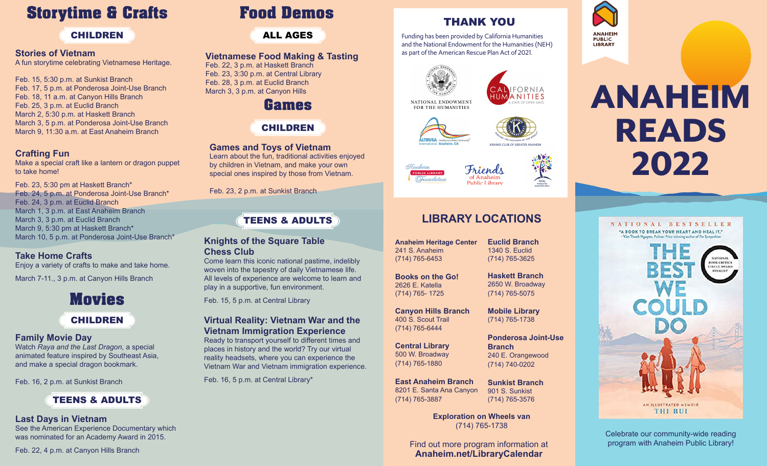# Storytime & Crafts

**CHILDREN**

### Stories of Vietnam

A fun storytime celebrating Vietnamese Heritage.

Feb. 15, 5:30 p.m. at Sunkist Branch
Feb. 17, 5 p.m. at Ponderosa Joint-Use Branch
Feb. 18, 11 a.m. at Canyon Hills Branch
Feb. 25, 3 p.m. at Euclid Branch
March 2, 5:30 p.m. at Haskett Branch
March 3, 5 p.m. at Ponderosa Joint-Use Branch
March 9, 11:30 a.m. at East Anaheim Branch

### Crafting Fun

Make a special craft like a lantern or dragon puppet to take home!

Feb. 23, 5:30 pm at Haskett Branch*
Feb. 24, 5 p.m. at Ponderosa Joint-Use Branch*
Feb. 24, 3 p.m. at Euclid Branch
March 1, 3 p.m. at East Anaheim Branch
March 3, 3 p.m. at Euclid Branch
March 9, 5:30 pm at Haskett Branch*
March 10, 5 p.m. at Ponderosa Joint-Use Branch*

### Take Home Crafts

Enjoy a variety of crafts to make and take home.

March 7-11., 3 p.m. at Canyon Hills Branch

# Movies

**CHILDREN**

### Family Movie Day

Watch *Raya and the Last Dragon*, a special animated feature inspired by Southeast Asia, and make a special dragon bookmark.

Feb. 16, 2 p.m. at Sunkist Branch

**TEENS & ADULTS**

### Last Days in Vietnam

See the American Experience Documentary which was nominated for an Academy Award in 2015.

Feb. 22, 4 p.m. at Canyon Hills Branch

# Food Demos

**ALL AGES**

### Vietnamese Food Making & Tasting

Feb. 22, 3 p.m. at Haskett Branch
Feb. 23, 3:30 p.m. at Central Library
Feb. 28, 3 p.m. at Euclid Branch
March 3, 3 p.m. at Canyon Hills

# Games

**CHILDREN**

### Games and Toys of Vietnam

Learn about the fun, traditional activities enjoyed by children in Vietnam, and make your own special ones inspired by those from Vietnam.

Feb. 23, 2 p.m. at Sunkist Branch

**TEENS & ADULTS**

### Knights of the Square Table Chess Club

Come learn this iconic national pastime, indelibly woven into the tapestry of daily Vietnamese life. All levels of experience are welcome to learn and play in a supportive, fun environment.

Feb. 15, 5 p.m. at Central Library

### Virtual Reality: Vietnam War and the Vietnam Immigration Experience

Ready to transport yourself to different times and places in history and the world? Try our virtual reality headsets, where you can experience the Vietnam War and Vietnam immigration experience.

Feb. 16, 5 p.m. at Central Library*

## THANK YOU

Funding has been provided by California Humanities and the National Endowment for the Humanities (NEH) as part of the American Rescue Plan Act of 2021.

National Endowment for the Humanities · California Humanities · Altrusa International Anaheim, CA · Kiwanis Club of Greater Anaheim · Anaheim Public Library Foundation · Friends of Anaheim Public Library · FOCAL

## LIBRARY LOCATIONS

**Anaheim Heritage Center**
241 S. Anaheim
(714) 765-6453

**Books on the Go!**
2626 E. Katella
(714) 765- 1725

**Canyon Hills Branch**
400 S. Scout Trail
(714) 765-6444

**Central Library**
500 W. Broadway
(714) 765-1880

**East Anaheim Branch**
8201 E. Santa Ana Canyon
(714) 765-3887

**Euclid Branch**
1340 S. Euclid
(714) 765-6453

**Haskett Branch**
2650 W. Broadway
(714) 765-5075

**Mobile Library**
(714) 765-1738

**Ponderosa Joint-Use Branch**
240 E. Orangewood
(714) 740-0202

**Sunkist Branch**
901 S. Sunkist
(714) 765-3576

**Exploration on Wheels van**
(714) 765-1738

Find out more program information at
**Anaheim.net/LibraryCalendar**

ANAHEIM PUBLIC LIBRARY

# ANAHEIM READS 2022

NATIONAL BESTSELLER
"A BOOK TO BREAK YOUR HEART AND HEAL IT." –Viet Thanh Nguyen, Pulitzer Prize-winning author of The Sympathizer

THE BEST WE COULD DO

National Book Critics Circle Award Finalist

AN ILLUSTRATED MEMOIR
THI BUI

Celebrate our community-wide reading program with Anaheim Public Library!